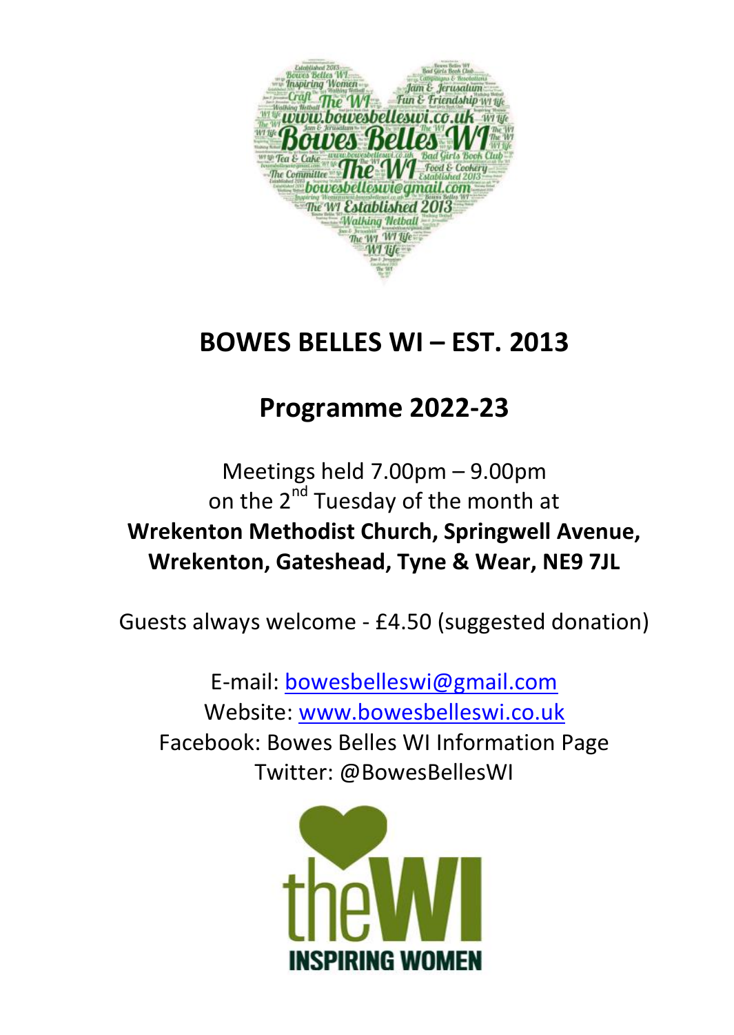# BOWES BELLES WI – EST. 2013

## Programme 2022-23

Meetings held 7.00pm – 9.00pm
on the 2nd Tuesday of the month at
**Wrekenton Methodist Church, Springwell Avenue, Wrekenton, Gateshead, Tyne & Wear, NE9 7JL**

Guests always welcome - £4.50 (suggested donation)

E-mail: bowesbelleswi@gmail.com
Website: www.bowesbelleswi.co.uk
Facebook: Bowes Belles WI Information Page
Twitter: @BowesBellesWI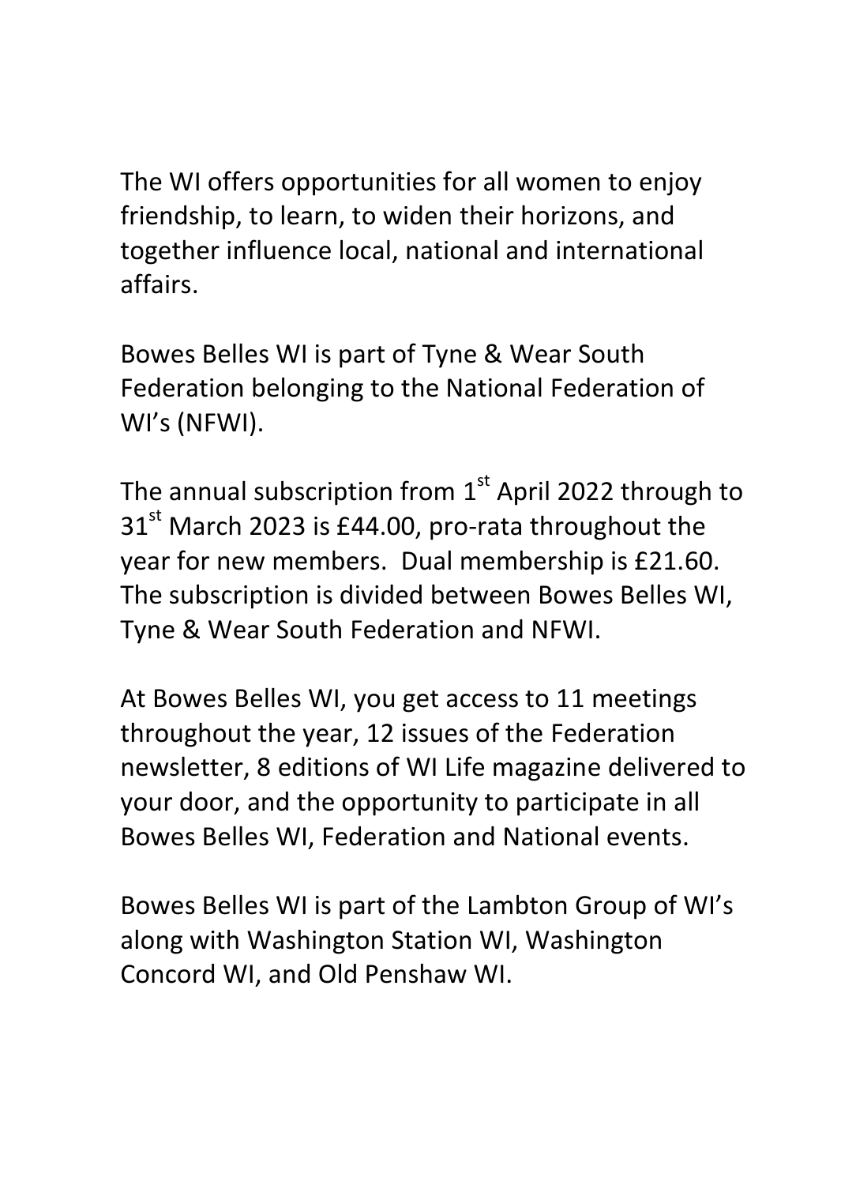The WI offers opportunities for all women to enjoy friendship, to learn, to widen their horizons, and together influence local, national and international affairs.

Bowes Belles WI is part of Tyne & Wear South Federation belonging to the National Federation of WI's (NFWI).

The annual subscription from 1st April 2022 through to 31st March 2023 is £44.00, pro-rata throughout the year for new members.  Dual membership is £21.60. The subscription is divided between Bowes Belles WI, Tyne & Wear South Federation and NFWI.

At Bowes Belles WI, you get access to 11 meetings throughout the year, 12 issues of the Federation newsletter, 8 editions of WI Life magazine delivered to your door, and the opportunity to participate in all Bowes Belles WI, Federation and National events.

Bowes Belles WI is part of the Lambton Group of WI's along with Washington Station WI, Washington Concord WI, and Old Penshaw WI.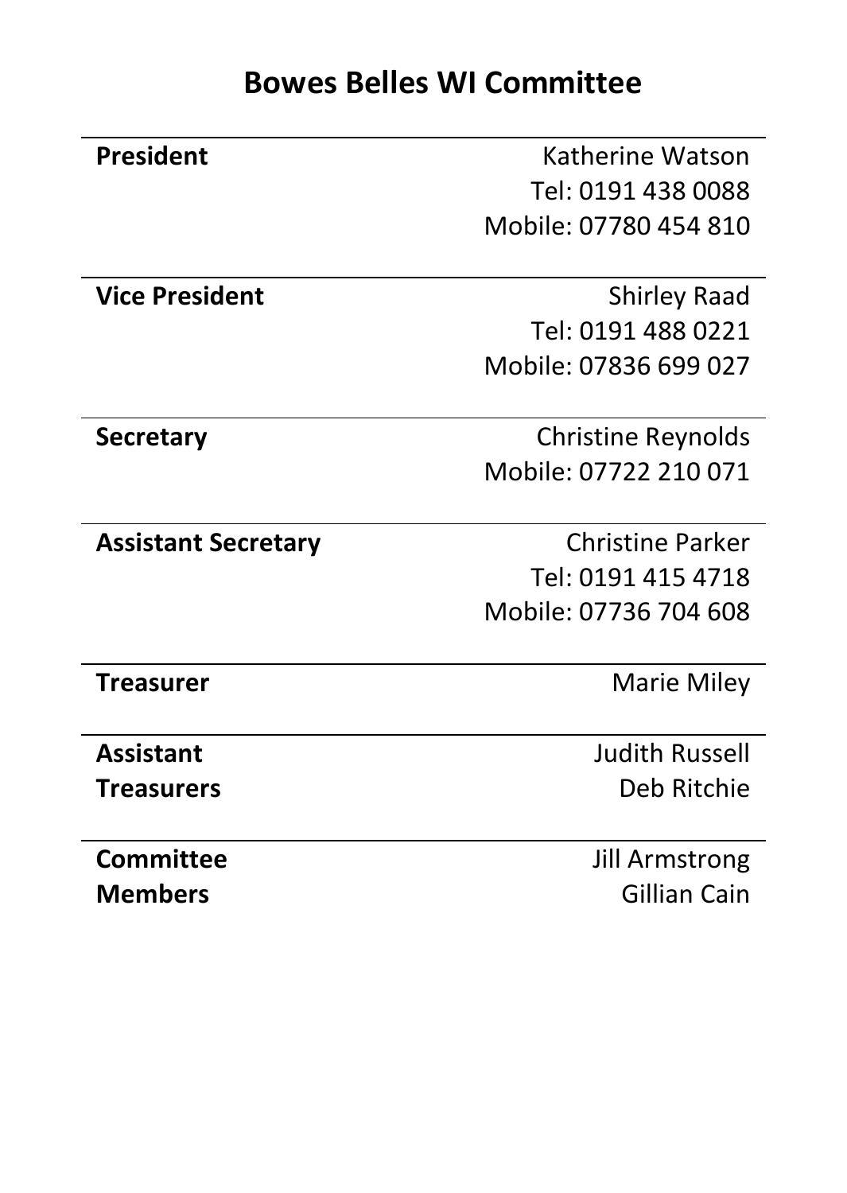# Bowes Belles WI Committee

| | |
|---|---|
| **President** | Katherine Watson<br>Tel: 0191 438 0088<br>Mobile: 07780 454 810 |
| **Vice President** | Shirley Raad<br>Tel: 0191 488 0221<br>Mobile: 07836 699 027 |
| **Secretary** | Christine Reynolds<br>Mobile: 07722 210 071 |
| **Assistant Secretary** | Christine Parker<br>Tel: 0191 415 4718<br>Mobile: 07736 704 608 |
| **Treasurer** | Marie Miley |
| **Assistant Treasurers** | Judith Russell<br>Deb Ritchie |
| **Committee Members** | Jill Armstrong<br>Gillian Cain |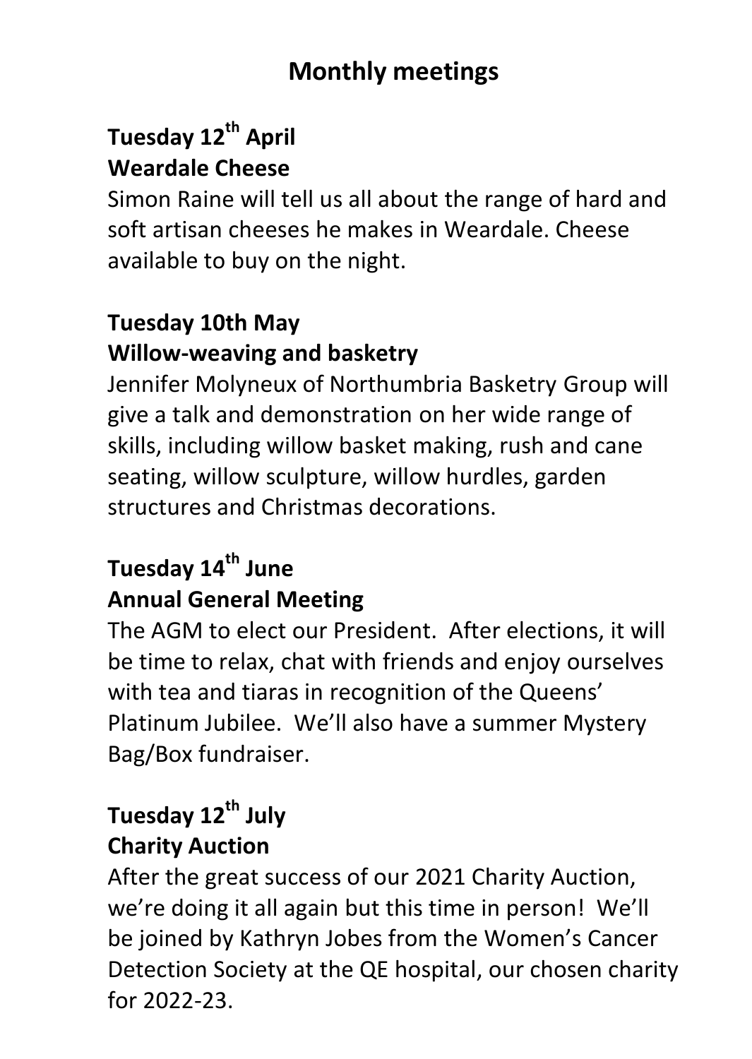# Monthly meetings

**Tuesday 12th April**
**Weardale Cheese**

Simon Raine will tell us all about the range of hard and soft artisan cheeses he makes in Weardale. Cheese available to buy on the night.

**Tuesday 10th May**
**Willow-weaving and basketry**

Jennifer Molyneux of Northumbria Basketry Group will give a talk and demonstration on her wide range of skills, including willow basket making, rush and cane seating, willow sculpture, willow hurdles, garden structures and Christmas decorations.

**Tuesday 14th June**
**Annual General Meeting**

The AGM to elect our President. After elections, it will be time to relax, chat with friends and enjoy ourselves with tea and tiaras in recognition of the Queens' Platinum Jubilee. We'll also have a summer Mystery Bag/Box fundraiser.

**Tuesday 12th July**
**Charity Auction**

After the great success of our 2021 Charity Auction, we're doing it all again but this time in person! We'll be joined by Kathryn Jobes from the Women's Cancer Detection Society at the QE hospital, our chosen charity for 2022-23.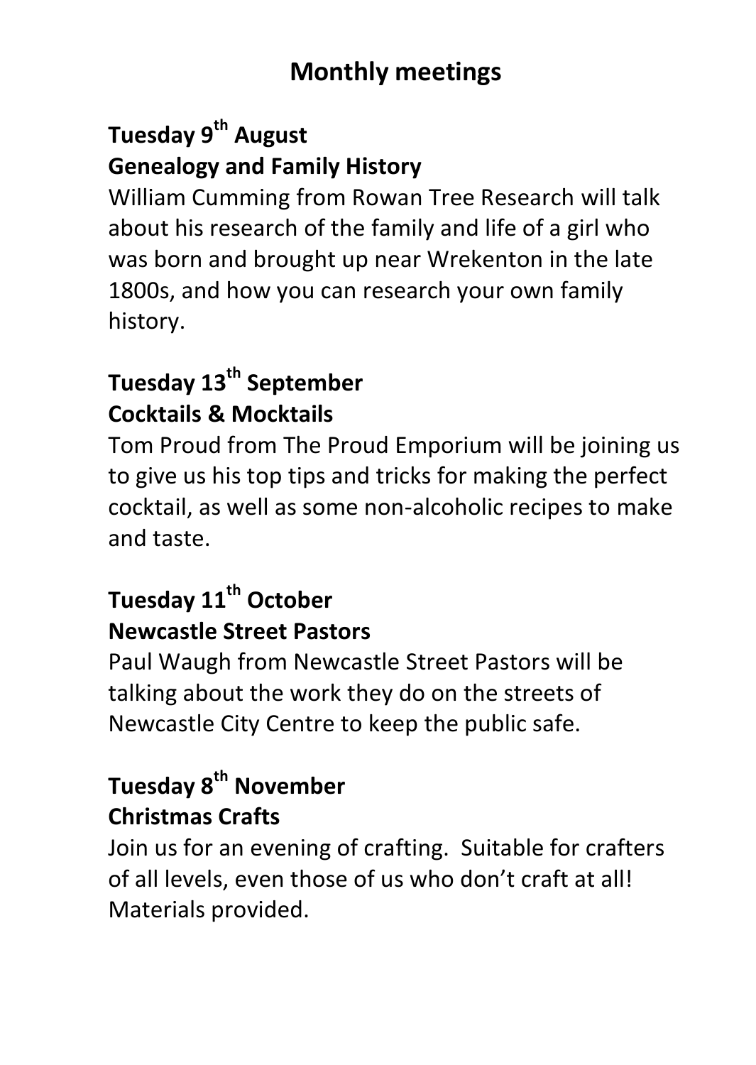# Monthly meetings

**Tuesday 9th August**
**Genealogy and Family History**
William Cumming from Rowan Tree Research will talk about his research of the family and life of a girl who was born and brought up near Wrekenton in the late 1800s, and how you can research your own family history.

**Tuesday 13th September**
**Cocktails & Mocktails**
Tom Proud from The Proud Emporium will be joining us to give us his top tips and tricks for making the perfect cocktail, as well as some non-alcoholic recipes to make and taste.

**Tuesday 11th October**
**Newcastle Street Pastors**
Paul Waugh from Newcastle Street Pastors will be talking about the work they do on the streets of Newcastle City Centre to keep the public safe.

**Tuesday 8th November**
**Christmas Crafts**
Join us for an evening of crafting. Suitable for crafters of all levels, even those of us who don't craft at all! Materials provided.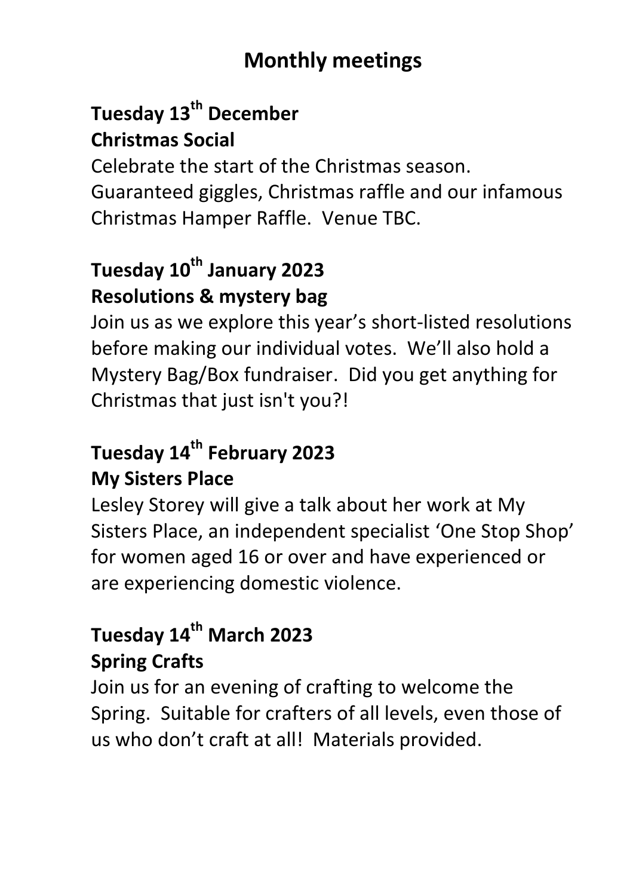# Monthly meetings

**Tuesday 13th December**
**Christmas Social**

Celebrate the start of the Christmas season. Guaranteed giggles, Christmas raffle and our infamous Christmas Hamper Raffle. Venue TBC.

**Tuesday 10th January 2023**
**Resolutions & mystery bag**

Join us as we explore this year's short-listed resolutions before making our individual votes. We'll also hold a Mystery Bag/Box fundraiser. Did you get anything for Christmas that just isn't you?!

**Tuesday 14th February 2023**
**My Sisters Place**

Lesley Storey will give a talk about her work at My Sisters Place, an independent specialist 'One Stop Shop' for women aged 16 or over and have experienced or are experiencing domestic violence.

**Tuesday 14th March 2023**
**Spring Crafts**

Join us for an evening of crafting to welcome the Spring. Suitable for crafters of all levels, even those of us who don't craft at all! Materials provided.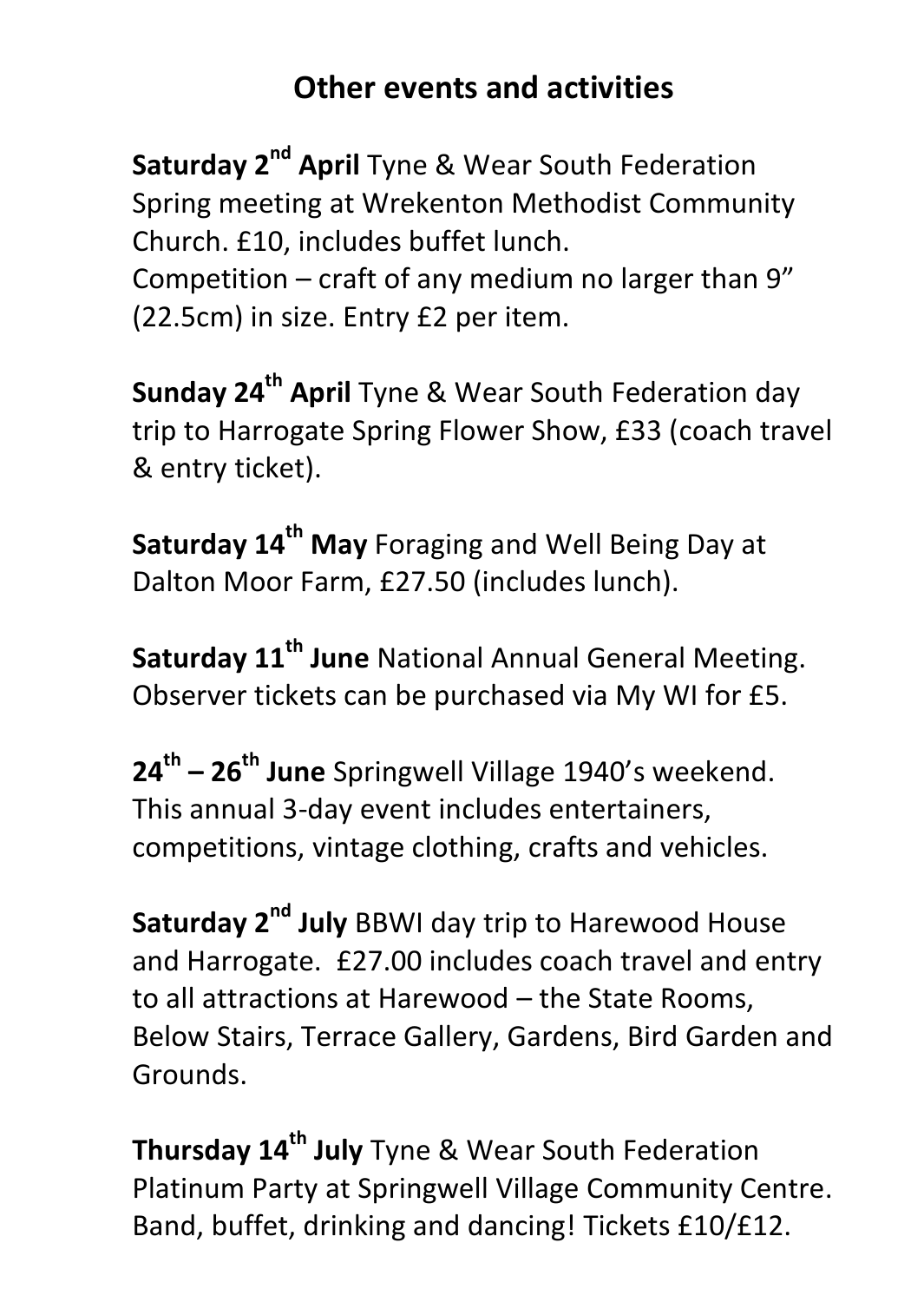# Other events and activities

**Saturday 2nd April** Tyne & Wear South Federation Spring meeting at Wrekenton Methodist Community Church. £10, includes buffet lunch.
Competition – craft of any medium no larger than 9" (22.5cm) in size. Entry £2 per item.

**Sunday 24th April** Tyne & Wear South Federation day trip to Harrogate Spring Flower Show, £33 (coach travel & entry ticket).

**Saturday 14th May** Foraging and Well Being Day at Dalton Moor Farm, £27.50 (includes lunch).

**Saturday 11th June** National Annual General Meeting. Observer tickets can be purchased via My WI for £5.

**24th – 26th June** Springwell Village 1940's weekend. This annual 3-day event includes entertainers, competitions, vintage clothing, crafts and vehicles.

**Saturday 2nd July** BBWI day trip to Harewood House and Harrogate. £27.00 includes coach travel and entry to all attractions at Harewood – the State Rooms, Below Stairs, Terrace Gallery, Gardens, Bird Garden and Grounds.

**Thursday 14th July** Tyne & Wear South Federation Platinum Party at Springwell Village Community Centre. Band, buffet, drinking and dancing! Tickets £10/£12.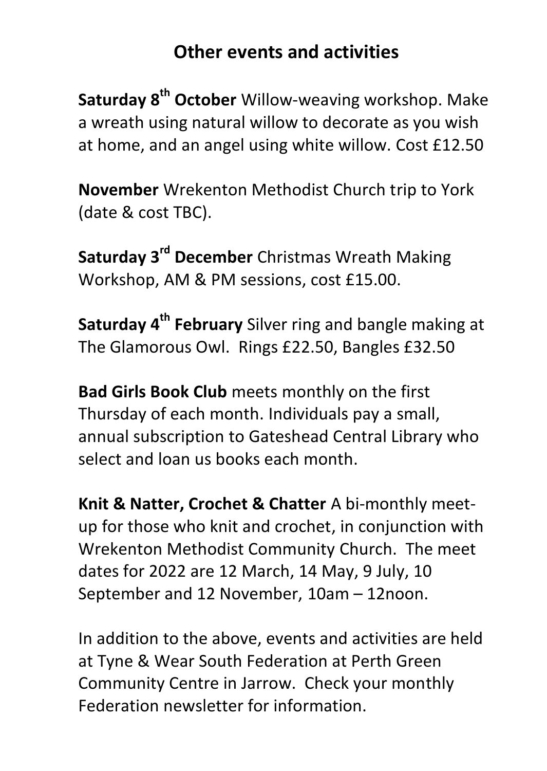## Other events and activities

**Saturday 8th October** Willow-weaving workshop. Make a wreath using natural willow to decorate as you wish at home, and an angel using white willow. Cost £12.50

**November** Wrekenton Methodist Church trip to York (date & cost TBC).

**Saturday 3rd December** Christmas Wreath Making Workshop, AM & PM sessions, cost £15.00.

**Saturday 4th February** Silver ring and bangle making at The Glamorous Owl. Rings £22.50, Bangles £32.50

**Bad Girls Book Club** meets monthly on the first Thursday of each month. Individuals pay a small, annual subscription to Gateshead Central Library who select and loan us books each month.

**Knit & Natter, Crochet & Chatter** A bi-monthly meet-up for those who knit and crochet, in conjunction with Wrekenton Methodist Community Church. The meet dates for 2022 are 12 March, 14 May, 9 July, 10 September and 12 November, 10am – 12noon.

In addition to the above, events and activities are held at Tyne & Wear South Federation at Perth Green Community Centre in Jarrow. Check your monthly Federation newsletter for information.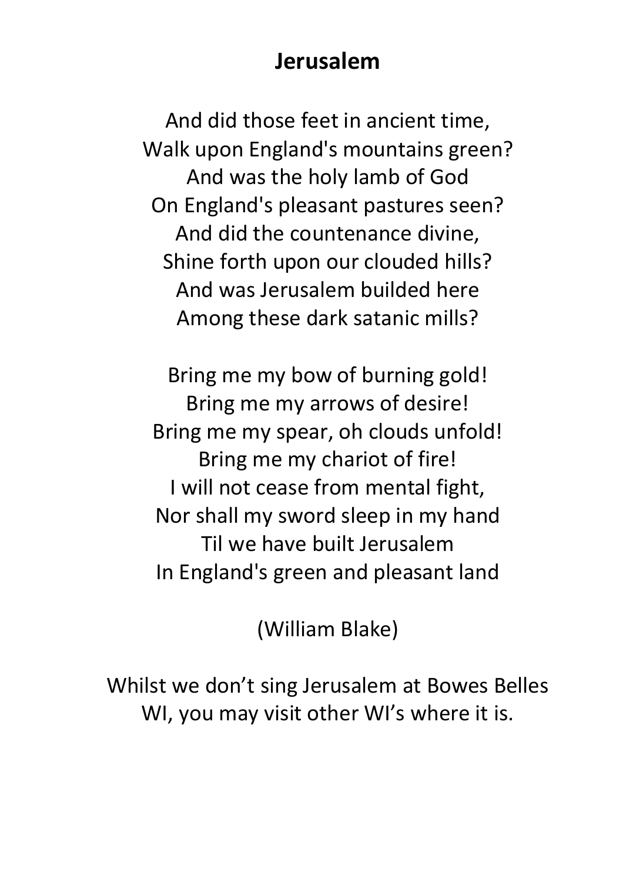# Jerusalem

And did those feet in ancient time,  
Walk upon England's mountains green?  
And was the holy lamb of God  
On England's pleasant pastures seen?  
And did the countenance divine,  
Shine forth upon our clouded hills?  
And was Jerusalem builded here  
Among these dark satanic mills?

Bring me my bow of burning gold!  
Bring me my arrows of desire!  
Bring me my spear, oh clouds unfold!  
Bring me my chariot of fire!  
I will not cease from mental fight,  
Nor shall my sword sleep in my hand  
Til we have built Jerusalem  
In England's green and pleasant land

(William Blake)

Whilst we don't sing Jerusalem at Bowes Belles WI, you may visit other WI's where it is.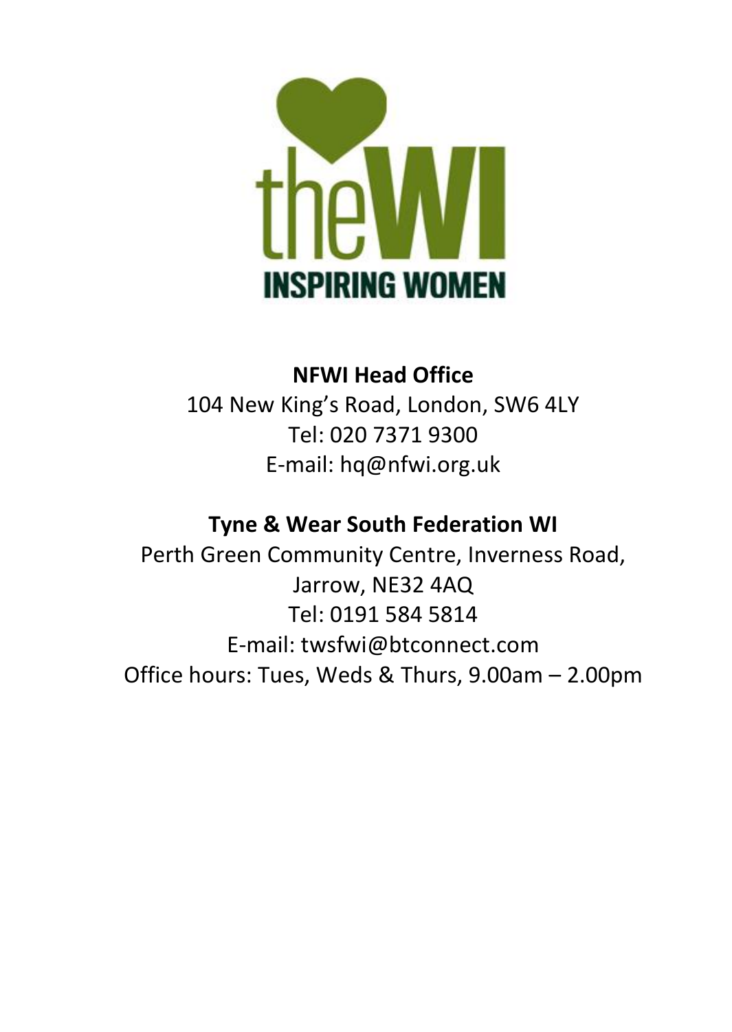theWI
INSPIRING WOMEN

**NFWI Head Office**
104 New King's Road, London, SW6 4LY
Tel: 020 7371 9300
E-mail: hq@nfwi.org.uk

**Tyne & Wear South Federation WI**
Perth Green Community Centre, Inverness Road,
Jarrow, NE32 4AQ
Tel: 0191 584 5814
E-mail: twsfwi@btconnect.com
Office hours: Tues, Weds & Thurs, 9.00am – 2.00pm